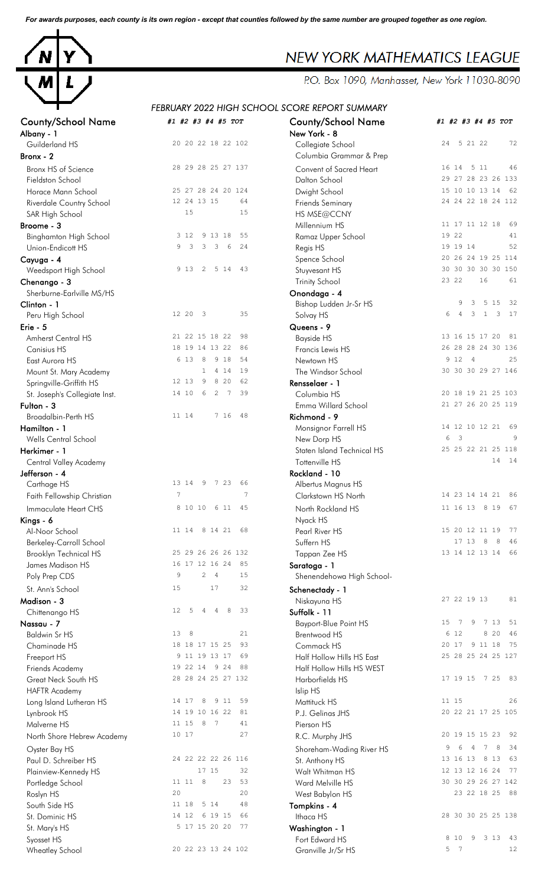*For awards purposes, each county is its own region - except that counties followed by the same number are grouped together as one region.*

# NEW YORK MATHEMATICS LEAGUE

P.O. Box 1090, Manhasset, New York 11030-8090

*FEBRUARY 2022 HIGH SCHOOL SCORE REPORT SUMMARY*

| County/School Name | #1 | #2 | #3 | #4 | #5 | TOT |
|---|---|---|---|---|---|---|
| **Albany - 1** | | | | | | |
| Guilderland HS | 20 | 20 | 22 | 18 | 22 | 102 |
| **Bronx - 2** | | | | | | |
| Bronx HS of Science | 28 | 29 | 28 | 25 | 27 | 137 |
| Fieldston School | | | | | | |
| Horace Mann School | 25 | 27 | 28 | 24 | 20 | 124 |
| Riverdale Country School | 12 | 24 | 13 | 15 | | 64 |
| SAR High School | | 15 | | | | 15 |
| **Broome - 3** | | | | | | |
| Binghamton High School | 3 | 12 | 9 | 13 | 18 | 55 |
| Union-Endicott HS | 9 | 3 | 3 | 3 | 6 | 24 |
| **Cayuga - 4** | | | | | | |
| Weedsport High School | 9 | 13 | 2 | 5 | 14 | 43 |
| **Chenango - 3** | | | | | | |
| Sherburne-Earlville MS/HS | | | | | | |
| **Clinton - 1** | | | | | | |
| Peru High School | 12 | 20 | 3 | | | 35 |
| **Erie - 5** | | | | | | |
| Amherst Central HS | 21 | 22 | 15 | 18 | 22 | 98 |
| Canisius HS | 18 | 19 | 14 | 13 | 22 | 86 |
| East Aurora HS | 6 | 13 | 8 | 9 | 18 | 54 |
| Mount St. Mary Academy | | | 1 | 4 | 14 | 19 |
| Springville-Griffith HS | 12 | 13 | 9 | 8 | 20 | 62 |
| St. Joseph's Collegiate Inst. | 14 | 10 | 6 | 2 | 7 | 39 |
| **Fulton - 3** | | | | | | |
| Broadalbin-Perth HS | 11 | 14 | | 7 | 16 | 48 |
| **Hamilton - 1** | | | | | | |
| Wells Central School | | | | | | |
| **Herkimer - 1** | | | | | | |
| Central Valley Academy | | | | | | |
| **Jefferson - 4** | | | | | | |
| Carthage HS | 13 | 14 | 9 | 7 | 23 | 66 |
| Faith Fellowship Christian | 7 | | | | | 7 |
| Immaculate Heart CHS | 8 | 10 | 10 | 6 | 11 | 45 |
| **Kings - 6** | | | | | | |
| Al-Noor School | 11 | 14 | 8 | 14 | 21 | 68 |
| Berkeley-Carroll School | | | | | | |
| Brooklyn Technical HS | 25 | 29 | 26 | 26 | 26 | 132 |
| James Madison HS | 16 | 17 | 12 | 16 | 24 | 85 |
| Poly Prep CDS | 9 | | 2 | 4 | | 15 |
| St. Ann's School | 15 | | | 17 | | 32 |
| **Madison - 3** | | | | | | |
| Chittenango HS | 12 | 5 | 4 | 4 | 8 | 33 |
| **Nassau - 7** | | | | | | |
| Baldwin Sr HS | 13 | 8 | | | | 21 |
| Chaminade HS | 18 | 18 | 17 | 15 | 25 | 93 |
| Freeport HS | 9 | 11 | 19 | 13 | 17 | 69 |
| Friends Academy | 19 | 22 | 14 | 9 | 24 | 88 |
| Great Neck South HS | 28 | 28 | 24 | 25 | 27 | 132 |
| HAFTR Academy | | | | | | |
| Long Island Lutheran HS | 14 | 17 | 8 | 9 | 11 | 59 |
| Lynbrook HS | 14 | 19 | 10 | 16 | 22 | 81 |
| Malverne HS | 11 | 15 | 8 | 7 | | 41 |
| North Shore Hebrew Academy | 10 | 17 | | | | 27 |
| Oyster Bay HS | | | | | | |
| Paul D. Schreiber HS | 24 | 22 | 22 | 22 | 26 | 116 |
| Plainview-Kennedy HS | | | 17 | 15 | | 32 |
| Portledge School | 11 | 11 | 8 | | 23 | 53 |
| Roslyn HS | 20 | | | | | 20 |
| South Side HS | 11 | 18 | 5 | 14 | | 48 |
| St. Dominic HS | 14 | 12 | 6 | 19 | 15 | 66 |
| St. Mary's HS | 5 | 17 | 15 | 20 | 20 | 77 |
| Syosset HS | | | | | | |
| Wheatley School | 20 | 22 | 23 | 13 | 24 | 102 |
| **New York - 8** | | | | | | |
| Collegiate School | 24 | | 5 | 21 | 22 | 72 |
| Columbia Grammar & Prep | | | | | | |
| Convent of Sacred Heart | 16 | 14 | 5 | 11 | | 46 |
| Dalton School | 29 | 27 | 28 | 23 | 26 | 133 |
| Dwight School | 15 | 10 | 10 | 13 | 14 | 62 |
| Friends Seminary | 24 | 24 | 22 | 18 | 24 | 112 |
| HS MSE@CCNY | | | | | | |
| Millennium HS | 11 | 17 | 11 | 12 | 18 | 69 |
| Ramaz Upper School | 19 | 22 | | | | 41 |
| Regis HS | 19 | 19 | 14 | | | 52 |
| Spence School | 20 | 26 | 24 | 19 | 25 | 114 |
| Stuyvesant HS | 30 | 30 | 30 | 30 | 30 | 150 |
| Trinity School | 23 | 22 | | | 16 | 61 |
| **Onondaga - 4** | | | | | | |
| Bishop Ludden Jr-Sr HS | | 9 | 3 | 5 | 15 | 32 |
| Solvay HS | 6 | 4 | 3 | 1 | 3 | 17 |
| **Queens - 9** | | | | | | |
| Bayside HS | 13 | 16 | 15 | 17 | 20 | 81 |
| Francis Lewis HS | 26 | 28 | 28 | 24 | 30 | 136 |
| Newtown HS | 9 | 12 | 4 | | | 25 |
| The Windsor School | 30 | 30 | 30 | 29 | 27 | 146 |
| **Rensselaer - 1** | | | | | | |
| Columbia HS | 20 | 18 | 19 | 21 | 25 | 103 |
| Emma Willard School | 21 | 27 | 26 | 20 | 25 | 119 |
| **Richmond - 9** | | | | | | |
| Monsignor Farrell HS | 14 | 12 | 10 | 12 | 21 | 69 |
| New Dorp HS | 6 | 3 | | | | 9 |
| Staten Island Technical HS | 25 | 25 | 22 | 21 | 25 | 118 |
| Tottenville HS | | | | | 14 | 14 |
| **Rockland - 10** | | | | | | |
| Albertus Magnus HS | | | | | | |
| Clarkstown HS North | 14 | 23 | 14 | 14 | 21 | 86 |
| North Rockland HS | 11 | 16 | 13 | 8 | 19 | 67 |
| Nyack HS | | | | | | |
| Pearl River HS | 15 | 20 | 12 | 11 | 19 | 77 |
| Suffern HS | | 17 | 13 | 8 | 8 | 46 |
| Tappan Zee HS | 13 | 14 | 12 | 13 | 14 | 66 |
| **Saratoga - 1** | | | | | | |
| Shenendehowa High School- | | | | | | |
| **Schenectady - 1** | | | | | | |
| Niskayuna HS | 27 | 22 | 19 | 13 | | 81 |
| **Suffolk - 11** | | | | | | |
| Bayport-Blue Point HS | 15 | 7 | 9 | 7 | 13 | 51 |
| Brentwood HS | 6 | 12 | | 8 | 20 | 46 |
| Commack HS | 20 | 17 | 9 | 11 | 18 | 75 |
| Half Hollow Hills HS East | 25 | 28 | 25 | 24 | 25 | 127 |
| Half Hollow Hills HS WEST | | | | | | |
| Harborfields HS | 17 | 19 | 15 | 7 | 25 | 83 |
| Islip HS | | | | | | |
| Mattituck HS | 11 | 15 | | | | 26 |
| P.J. Gelinas JHS | 20 | 22 | 21 | 17 | 25 | 105 |
| Pierson HS | | | | | | |
| R.C. Murphy JHS | 20 | 19 | 15 | 15 | 23 | 92 |
| Shoreham-Wading River HS | 9 | 6 | 4 | 7 | 8 | 34 |
| St. Anthony HS | 13 | 16 | 13 | 8 | 13 | 63 |
| Walt Whitman HS | 12 | 13 | 12 | 16 | 24 | 77 |
| Ward Melville HS | 30 | 30 | 29 | 26 | 27 | 142 |
| West Babylon HS | | 23 | 22 | 18 | 25 | 88 |
| **Tompkins - 4** | | | | | | |
| Ithaca HS | 28 | 30 | 30 | 25 | 25 | 138 |
| **Washington - 1** | | | | | | |
| Fort Edward HS | 8 | 10 | 9 | 3 | 13 | 43 |
| Granville Jr/Sr HS | 5 | 7 | | | | 12 |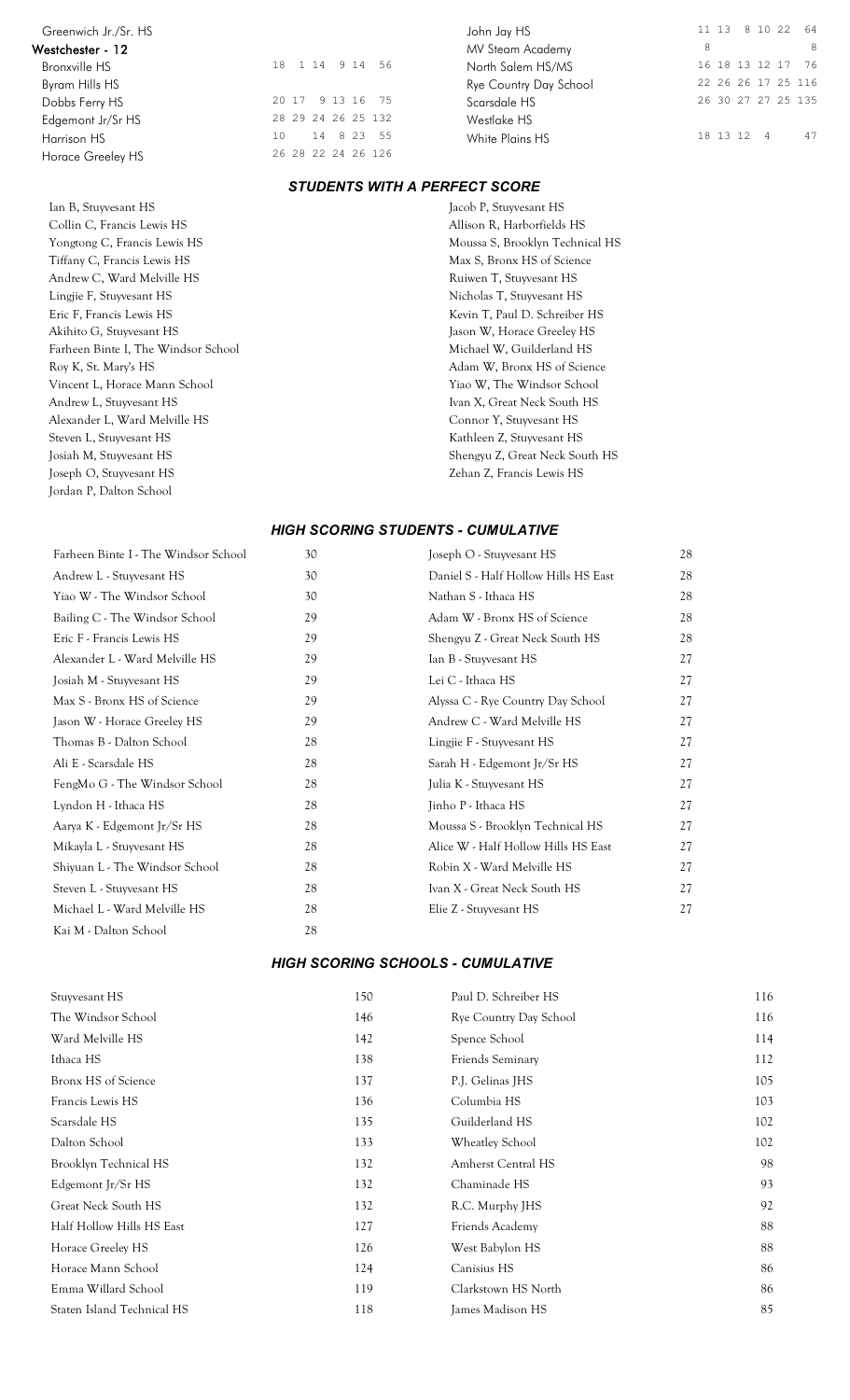| | | | | | | |
|---|---|---|---|---|---|---|
| Greenwich Jr./Sr. HS | | | | | | |
| **Westchester - 12** | | | | | | |
| Bronxville HS | 18 | 1 | 14 | 9 | 14 | 56 |
| Byram Hills HS | | | | | | |
| Dobbs Ferry HS | 20 | 17 | 9 | 13 | 16 | 75 |
| Edgemont Jr/Sr HS | 28 | 29 | 24 | 26 | 25 | 132 |
| Harrison HS | 10 | | 14 | 8 | 23 | 55 |
| Horace Greeley HS | 26 | 28 | 22 | 24 | 26 | 126 |
| John Jay HS | 11 | 13 | 8 | 10 | 22 | 64 |
| MV Steam Academy | 8 | | | | | 8 |
| North Salem HS/MS | 16 | 18 | 13 | 12 | 17 | 76 |
| Rye Country Day School | 22 | 26 | 26 | 17 | 25 | 116 |
| Scarsdale HS | 26 | 30 | 27 | 27 | 25 | 135 |
| Westlake HS | | | | | | |
| White Plains HS | 18 | 13 | 12 | 4 | | 47 |

### *STUDENTS WITH A PERFECT SCORE*

Ian B, Stuyvesant HS
Collin C, Francis Lewis HS
Yongtong C, Francis Lewis HS
Tiffany C, Francis Lewis HS
Andrew C, Ward Melville HS
Lingjie F, Stuyvesant HS
Eric F, Francis Lewis HS
Akihito G, Stuyvesant HS
Farheen Binte I, The Windsor School
Roy K, St. Mary's HS
Vincent L, Horace Mann School
Andrew L, Stuyvesant HS
Alexander L, Ward Melville HS
Steven L, Stuyvesant HS
Josiah M, Stuyvesant HS
Joseph O, Stuyvesant HS
Jordan P, Dalton School
Jacob P, Stuyvesant HS
Allison R, Harborfields HS
Moussa S, Brooklyn Technical HS
Max S, Bronx HS of Science
Ruiwen T, Stuyvesant HS
Nicholas T, Stuyvesant HS
Kevin T, Paul D. Schreiber HS
Jason W, Horace Greeley HS
Michael W, Guilderland HS
Adam W, Bronx HS of Science
Yiao W, The Windsor School
Ivan X, Great Neck South HS
Connor Y, Stuyvesant HS
Kathleen Z, Stuyvesant HS
Shengyu Z, Great Neck South HS
Zehan Z, Francis Lewis HS

### *HIGH SCORING STUDENTS - CUMULATIVE*

| | |
|---|---|
| Farheen Binte I - The Windsor School | 30 |
| Andrew L - Stuyvesant HS | 30 |
| Yiao W - The Windsor School | 30 |
| Bailing C - The Windsor School | 29 |
| Eric F - Francis Lewis HS | 29 |
| Alexander L - Ward Melville HS | 29 |
| Josiah M - Stuyvesant HS | 29 |
| Max S - Bronx HS of Science | 29 |
| Jason W - Horace Greeley HS | 29 |
| Thomas B - Dalton School | 28 |
| Ali E - Scarsdale HS | 28 |
| FengMo G - The Windsor School | 28 |
| Lyndon H - Ithaca HS | 28 |
| Aarya K - Edgemont Jr/Sr HS | 28 |
| Mikayla L - Stuyvesant HS | 28 |
| Shiyuan L - The Windsor School | 28 |
| Steven L - Stuyvesant HS | 28 |
| Michael L - Ward Melville HS | 28 |
| Kai M - Dalton School | 28 |
| Joseph O - Stuyvesant HS | 28 |
| Daniel S - Half Hollow Hills HS East | 28 |
| Nathan S - Ithaca HS | 28 |
| Adam W - Bronx HS of Science | 28 |
| Shengyu Z - Great Neck South HS | 28 |
| Ian B - Stuyvesant HS | 27 |
| Lei C - Ithaca HS | 27 |
| Alyssa C - Rye Country Day School | 27 |
| Andrew C - Ward Melville HS | 27 |
| Lingjie F - Stuyvesant HS | 27 |
| Sarah H - Edgemont Jr/Sr HS | 27 |
| Julia K - Stuyvesant HS | 27 |
| Jinho P - Ithaca HS | 27 |
| Moussa S - Brooklyn Technical HS | 27 |
| Alice W - Half Hollow Hills HS East | 27 |
| Robin X - Ward Melville HS | 27 |
| Ivan X - Great Neck South HS | 27 |
| Elie Z - Stuyvesant HS | 27 |

### *HIGH SCORING SCHOOLS - CUMULATIVE*

| | |
|---|---|
| Stuyvesant HS | 150 |
| The Windsor School | 146 |
| Ward Melville HS | 142 |
| Ithaca HS | 138 |
| Bronx HS of Science | 137 |
| Francis Lewis HS | 136 |
| Scarsdale HS | 135 |
| Dalton School | 133 |
| Brooklyn Technical HS | 132 |
| Edgemont Jr/Sr HS | 132 |
| Great Neck South HS | 132 |
| Half Hollow Hills HS East | 127 |
| Horace Greeley HS | 126 |
| Horace Mann School | 124 |
| Emma Willard School | 119 |
| Staten Island Technical HS | 118 |
| Paul D. Schreiber HS | 116 |
| Rye Country Day School | 116 |
| Spence School | 114 |
| Friends Seminary | 112 |
| P.J. Gelinas JHS | 105 |
| Columbia HS | 103 |
| Guilderland HS | 102 |
| Wheatley School | 102 |
| Amherst Central HS | 98 |
| Chaminade HS | 93 |
| R.C. Murphy JHS | 92 |
| Friends Academy | 88 |
| West Babylon HS | 88 |
| Canisius HS | 86 |
| Clarkstown HS North | 86 |
| James Madison HS | 85 |